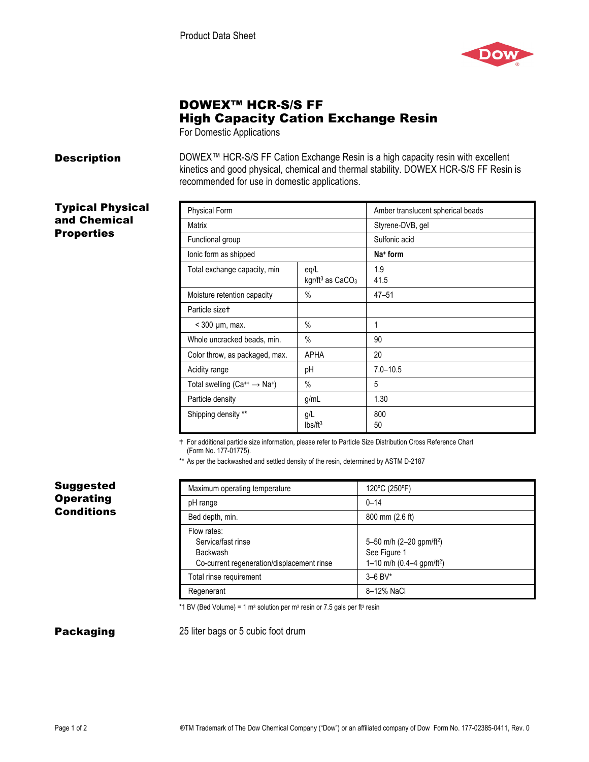Product Data Sheet

# DOWEX™ HCR-S/S FF High Capacity Cation Exchange Resin

For Domestic Applications

## Description

DOWEX™ HCR-S/S FF Cation Exchange Resin is a high capacity resin with excellent kinetics and good physical, chemical and thermal stability. DOWEX HCR-S/S FF Resin is recommended for use in domestic applications.

## Typical Physical and Chemical Properties

| Property | Unit | Value |
|---|---|---|
| Physical Form | | Amber translucent spherical beads |
| Matrix | | Styrene-DVB, gel |
| Functional group | | Sulfonic acid |
| Ionic form as shipped | | **$Na^+$ form** |
| Total exchange capacity, min | eq/L<br>kgr/ft³ as $CaCO_3$ | 1.9<br>41.5 |
| Moisture retention capacity | % | 47–51 |
| Particle size† | | |
| < 300 µm, max. | % | 1 |
| Whole uncracked beads, min. | % | 90 |
| Color throw, as packaged, max. | APHA | 20 |
| Acidity range | pH | 7.0–10.5 |
| Total swelling ($Ca^{++} \rightarrow Na^+$) | % | 5 |
| Particle density | g/mL | 1.30 |
| Shipping density ** | g/L<br>lbs/ft³ | 800<br>50 |

† For additional particle size information, please refer to Particle Size Distribution Cross Reference Chart (Form No. 177-01775).

** As per the backwashed and settled density of the resin, determined by ASTM D-2187

## Suggested Operating Conditions

| Condition | Value |
|---|---|
| Maximum operating temperature | 120°C (250°F) |
| pH range | 0–14 |
| Bed depth, min. | 800 mm (2.6 ft) |
| Flow rates:<br>Service/fast rinse<br>Backwash<br>Co-current regeneration/displacement rinse | <br>5–50 m/h (2–20 gpm/ft²)<br>See Figure 1<br>1–10 m/h (0.4–4 gpm/ft²) |
| Total rinse requirement | 3–6 BV* |
| Regenerant | 8–12% NaCl |

*1 BV (Bed Volume) = 1 m³ solution per m³ resin or 7.5 gals per ft³ resin

## Packaging

25 liter bags or 5 cubic foot drum

®TM Trademark of The Dow Chemical Company ("Dow") or an affiliated company of Dow Form No. 177-02385-0411, Rev. 0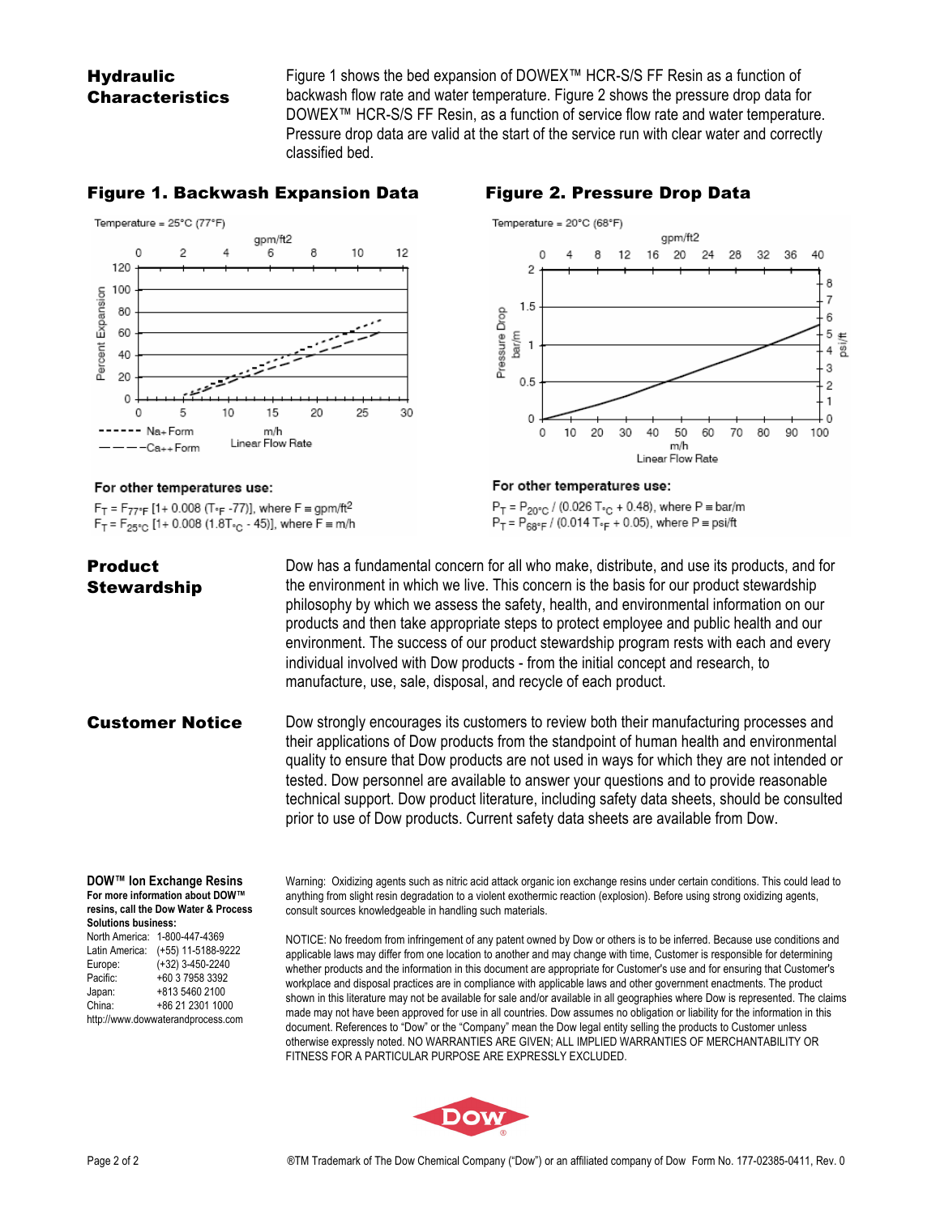## Hydraulic Characteristics

Figure 1 shows the bed expansion of DOWEX™ HCR-S/S FF Resin as a function of backwash flow rate and water temperature. Figure 2 shows the pressure drop data for DOWEX™ HCR-S/S FF Resin, as a function of service flow rate and water temperature. Pressure drop data are valid at the start of the service run with clear water and correctly classified bed.

### Figure 1. Backwash Expansion Data

Temperature = 25°C (77°F)

gpm/ft2

0 2 4 6 8 10 12

Percent Expansion

120 100 80 60 40 20 0

0 5 10 15 20 25 30

------ Na+ Form

— — — —Ca++ Form

m/h

Linear Flow Rate

**For other temperatures use:**

$F_T = F_{77°F} [1 + 0.008 (T_{°F} - 77)]$, where F ≡ gpm/ft²

$F_T = F_{25°C} [1 + 0.008 (1.8T_{°C} - 45)]$, where F ≡ m/h

### Figure 2. Pressure Drop Data

Temperature = 20°C (68°F)

gpm/ft2

0 4 8 12 16 20 24 28 32 36 40

Pressure Drop bar/m

2 1.5 1 0.5 0

psi/ft

8 7 6 5 4 3 2 1 0

0 10 20 30 40 50 60 70 80 90 100

m/h

Linear Flow Rate

**For other temperatures use:**

$P_T = P_{20°C} / (0.026\ T_{°C} + 0.48)$, where P ≡ bar/m

$P_T = P_{68°F} / (0.014\ T_{°F} + 0.05)$, where P ≡ psi/ft

## Product Stewardship

Dow has a fundamental concern for all who make, distribute, and use its products, and for the environment in which we live. This concern is the basis for our product stewardship philosophy by which we assess the safety, health, and environmental information on our products and then take appropriate steps to protect employee and public health and our environment. The success of our product stewardship program rests with each and every individual involved with Dow products - from the initial concept and research, to manufacture, use, sale, disposal, and recycle of each product.

## Customer Notice

Dow strongly encourages its customers to review both their manufacturing processes and their applications of Dow products from the standpoint of human health and environmental quality to ensure that Dow products are not used in ways for which they are not intended or tested. Dow personnel are available to answer your questions and to provide reasonable technical support. Dow product literature, including safety data sheets, should be consulted prior to use of Dow products. Current safety data sheets are available from Dow.

**DOW™ Ion Exchange Resins**
**For more information about DOW™ resins, call the Dow Water & Process Solutions business:**

| | |
|---|---|
| North America: | 1-800-447-4369 |
| Latin America: | (+55) 11-5188-9222 |
| Europe: | (+32) 3-450-2240 |
| Pacific: | +60 3 7958 3392 |
| Japan: | +813 5460 2100 |
| China: | +86 21 2301 1000 |

http://www.dowwaterandprocess.com

Warning: Oxidizing agents such as nitric acid attack organic ion exchange resins under certain conditions. This could lead to anything from slight resin degradation to a violent exothermic reaction (explosion). Before using strong oxidizing agents, consult sources knowledgeable in handling such materials.

NOTICE: No freedom from infringement of any patent owned by Dow or others is to be inferred. Because use conditions and applicable laws may differ from one location to another and may change with time, Customer is responsible for determining whether products and the information in this document are appropriate for Customer's use and for ensuring that Customer's workplace and disposal practices are in compliance with applicable laws and other government enactments. The product shown in this literature may not be available for sale and/or available in all geographies where Dow is represented. The claims made may not have been approved for use in all countries. Dow assumes no obligation or liability for the information in this document. References to "Dow" or the "Company" mean the Dow legal entity selling the products to Customer unless otherwise expressly noted. NO WARRANTIES ARE GIVEN; ALL IMPLIED WARRANTIES OF MERCHANTABILITY OR FITNESS FOR A PARTICULAR PURPOSE ARE EXPRESSLY EXCLUDED.

®TM Trademark of The Dow Chemical Company ("Dow") or an affiliated company of Dow Form No. 177-02385-0411, Rev. 0